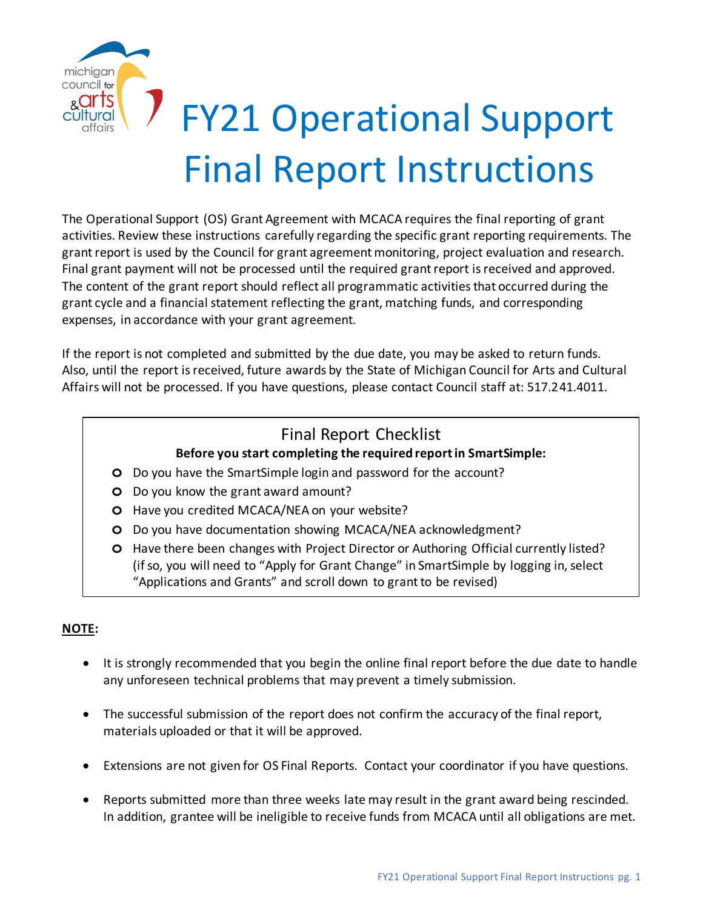# FY21 Operational Support Final Report Instructions

The Operational Support (OS) Grant Agreement with MCACA requires the final reporting of grant activities. Review these instructions carefully regarding the specific grant reporting requirements. The grant report is used by the Council for grant agreement monitoring, project evaluation and research. Final grant payment will not be processed until the required grant report is received and approved. The content of the grant report should reflect all programmatic activities that occurred during the grant cycle and a financial statement reflecting the grant, matching funds, and corresponding expenses, in accordance with your grant agreement.

If the report is not completed and submitted by the due date, you may be asked to return funds. Also, until the report is received, future awards by the State of Michigan Council for Arts and Cultural Affairs will not be processed. If you have questions, please contact Council staff at: 517.241.4011.

## Final Report Checklist

**Before you start completing the required report in SmartSimple:**

- Do you have the SmartSimple login and password for the account?
- Do you know the grant award amount?
- Have you credited MCACA/NEA on your website?
- Do you have documentation showing MCACA/NEA acknowledgment?
- Have there been changes with Project Director or Authoring Official currently listed? (if so, you will need to "Apply for Grant Change" in SmartSimple by logging in, select "Applications and Grants" and scroll down to grant to be revised)

**NOTE:**

- It is strongly recommended that you begin the online final report before the due date to handle any unforeseen technical problems that may prevent a timely submission.
- The successful submission of the report does not confirm the accuracy of the final report, materials uploaded or that it will be approved.
- Extensions are not given for OS Final Reports. Contact your coordinator if you have questions.
- Reports submitted more than three weeks late may result in the grant award being rescinded. In addition, grantee will be ineligible to receive funds from MCACA until all obligations are met.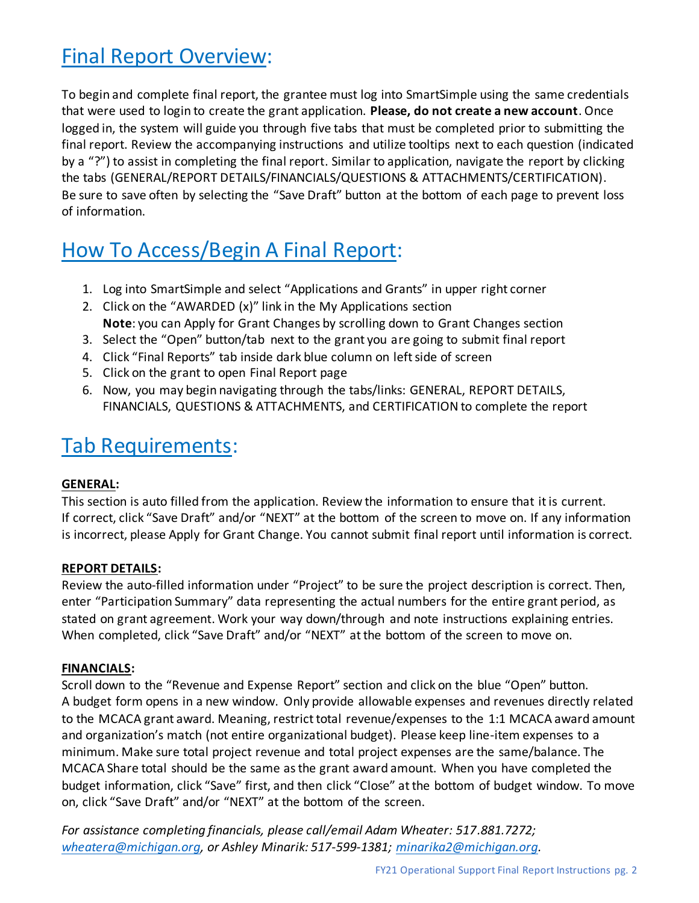## Final Report Overview:

To begin and complete final report, the grantee must log into SmartSimple using the same credentials that were used to login to create the grant application. **Please, do not create a new account**. Once logged in, the system will guide you through five tabs that must be completed prior to submitting the final report. Review the accompanying instructions and utilize tooltips next to each question (indicated by a "?") to assist in completing the final report. Similar to application, navigate the report by clicking the tabs (GENERAL/REPORT DETAILS/FINANCIALS/QUESTIONS & ATTACHMENTS/CERTIFICATION). Be sure to save often by selecting the "Save Draft" button at the bottom of each page to prevent loss of information.

## How To Access/Begin A Final Report:

1. Log into SmartSimple and select "Applications and Grants" in upper right corner
2. Click on the "AWARDED (x)" link in the My Applications section
   **Note**: you can Apply for Grant Changes by scrolling down to Grant Changes section
3. Select the "Open" button/tab next to the grant you are going to submit final report
4. Click "Final Reports" tab inside dark blue column on left side of screen
5. Click on the grant to open Final Report page
6. Now, you may begin navigating through the tabs/links: GENERAL, REPORT DETAILS, FINANCIALS, QUESTIONS & ATTACHMENTS, and CERTIFICATION to complete the report

## Tab Requirements:

**GENERAL:**
This section is auto filled from the application. Review the information to ensure that it is current. If correct, click "Save Draft" and/or "NEXT" at the bottom of the screen to move on. If any information is incorrect, please Apply for Grant Change. You cannot submit final report until information is correct.

**REPORT DETAILS:**
Review the auto-filled information under "Project" to be sure the project description is correct. Then, enter "Participation Summary" data representing the actual numbers for the entire grant period, as stated on grant agreement. Work your way down/through and note instructions explaining entries. When completed, click "Save Draft" and/or "NEXT" at the bottom of the screen to move on.

**FINANCIALS:**
Scroll down to the "Revenue and Expense Report" section and click on the blue "Open" button. A budget form opens in a new window. Only provide allowable expenses and revenues directly related to the MCACA grant award. Meaning, restrict total revenue/expenses to the 1:1 MCACA award amount and organization's match (not entire organizational budget). Please keep line-item expenses to a minimum. Make sure total project revenue and total project expenses are the same/balance. The MCACA Share total should be the same as the grant award amount. When you have completed the budget information, click "Save" first, and then click "Close" at the bottom of budget window. To move on, click "Save Draft" and/or "NEXT" at the bottom of the screen.

*For assistance completing financials, please call/email Adam Wheater: 517.881.7272; wheatera@michigan.org, or Ashley Minarik: 517-599-1381; minarika2@michigan.org.*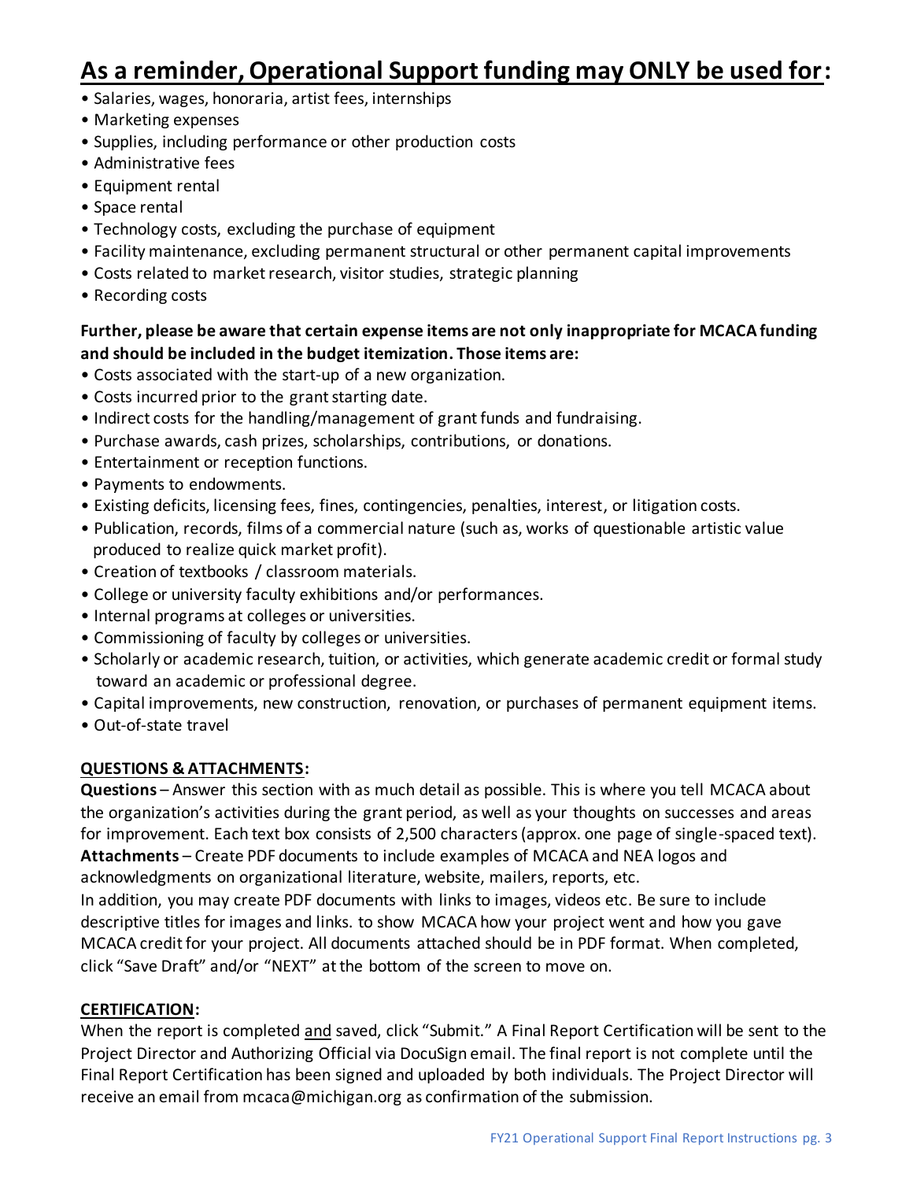# As a reminder, Operational Support funding may ONLY be used for:

- Salaries, wages, honoraria, artist fees, internships
- Marketing expenses
- Supplies, including performance or other production costs
- Administrative fees
- Equipment rental
- Space rental
- Technology costs, excluding the purchase of equipment
- Facility maintenance, excluding permanent structural or other permanent capital improvements
- Costs related to market research, visitor studies, strategic planning
- Recording costs

**Further, please be aware that certain expense items are not only inappropriate for MCACA funding and should be included in the budget itemization. Those items are:**

- Costs associated with the start-up of a new organization.
- Costs incurred prior to the grant starting date.
- Indirect costs for the handling/management of grant funds and fundraising.
- Purchase awards, cash prizes, scholarships, contributions, or donations.
- Entertainment or reception functions.
- Payments to endowments.
- Existing deficits, licensing fees, fines, contingencies, penalties, interest, or litigation costs.
- Publication, records, films of a commercial nature (such as, works of questionable artistic value produced to realize quick market profit).
- Creation of textbooks / classroom materials.
- College or university faculty exhibitions and/or performances.
- Internal programs at colleges or universities.
- Commissioning of faculty by colleges or universities.
- Scholarly or academic research, tuition, or activities, which generate academic credit or formal study toward an academic or professional degree.
- Capital improvements, new construction, renovation, or purchases of permanent equipment items.
- Out-of-state travel

**QUESTIONS & ATTACHMENTS:**

**Questions** – Answer this section with as much detail as possible. This is where you tell MCACA about the organization's activities during the grant period, as well as your thoughts on successes and areas for improvement. Each text box consists of 2,500 characters (approx. one page of single-spaced text).

**Attachments** – Create PDF documents to include examples of MCACA and NEA logos and acknowledgments on organizational literature, website, mailers, reports, etc.

In addition, you may create PDF documents with links to images, videos etc. Be sure to include descriptive titles for images and links. to show MCACA how your project went and how you gave MCACA credit for your project. All documents attached should be in PDF format. When completed, click "Save Draft" and/or "NEXT" at the bottom of the screen to move on.

**CERTIFICATION:**

When the report is completed and saved, click "Submit." A Final Report Certification will be sent to the Project Director and Authorizing Official via DocuSign email. The final report is not complete until the Final Report Certification has been signed and uploaded by both individuals. The Project Director will receive an email from mcaca@michigan.org as confirmation of the submission.